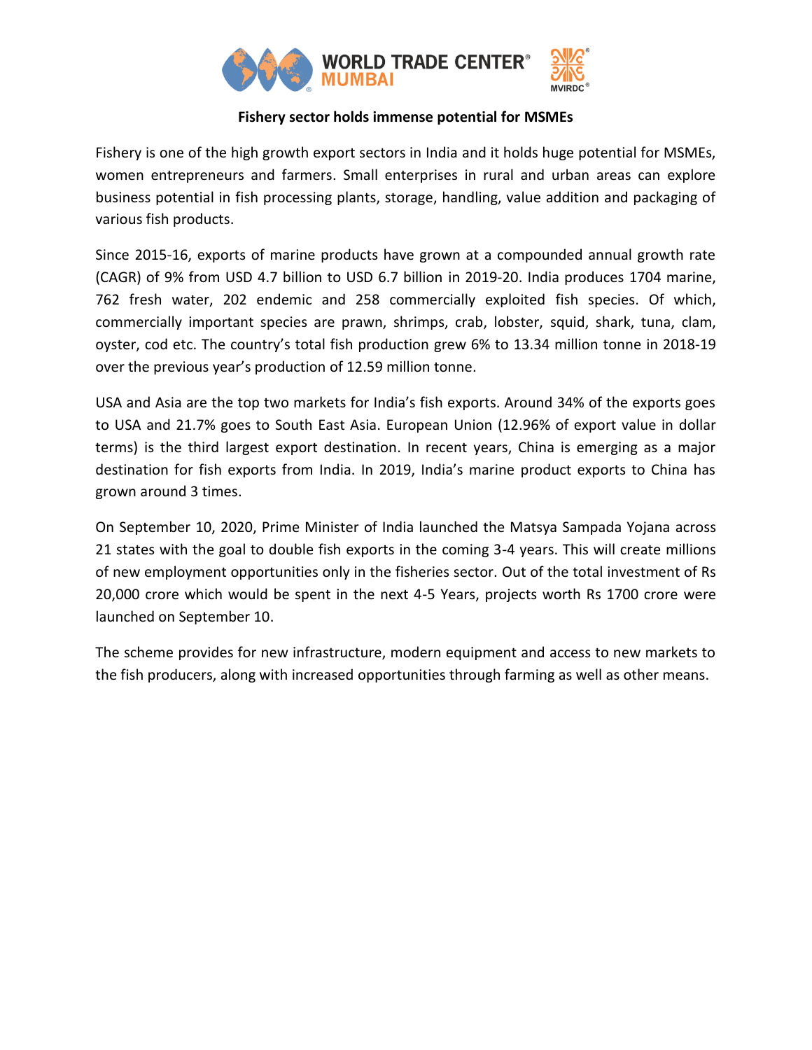# Fishery sector holds immense potential for MSMEs

Fishery is one of the high growth export sectors in India and it holds huge potential for MSMEs, women entrepreneurs and farmers. Small enterprises in rural and urban areas can explore business potential in fish processing plants, storage, handling, value addition and packaging of various fish products.

Since 2015-16, exports of marine products have grown at a compounded annual growth rate (CAGR) of 9% from USD 4.7 billion to USD 6.7 billion in 2019-20. India produces 1704 marine, 762 fresh water, 202 endemic and 258 commercially exploited fish species. Of which, commercially important species are prawn, shrimps, crab, lobster, squid, shark, tuna, clam, oyster, cod etc. The country's total fish production grew 6% to 13.34 million tonne in 2018-19 over the previous year's production of 12.59 million tonne.

USA and Asia are the top two markets for India's fish exports. Around 34% of the exports goes to USA and 21.7% goes to South East Asia. European Union (12.96% of export value in dollar terms) is the third largest export destination. In recent years, China is emerging as a major destination for fish exports from India. In 2019, India's marine product exports to China has grown around 3 times.

On September 10, 2020, Prime Minister of India launched the Matsya Sampada Yojana across 21 states with the goal to double fish exports in the coming 3-4 years. This will create millions of new employment opportunities only in the fisheries sector. Out of the total investment of Rs 20,000 crore which would be spent in the next 4-5 Years, projects worth Rs 1700 crore were launched on September 10.

The scheme provides for new infrastructure, modern equipment and access to new markets to the fish producers, along with increased opportunities through farming as well as other means.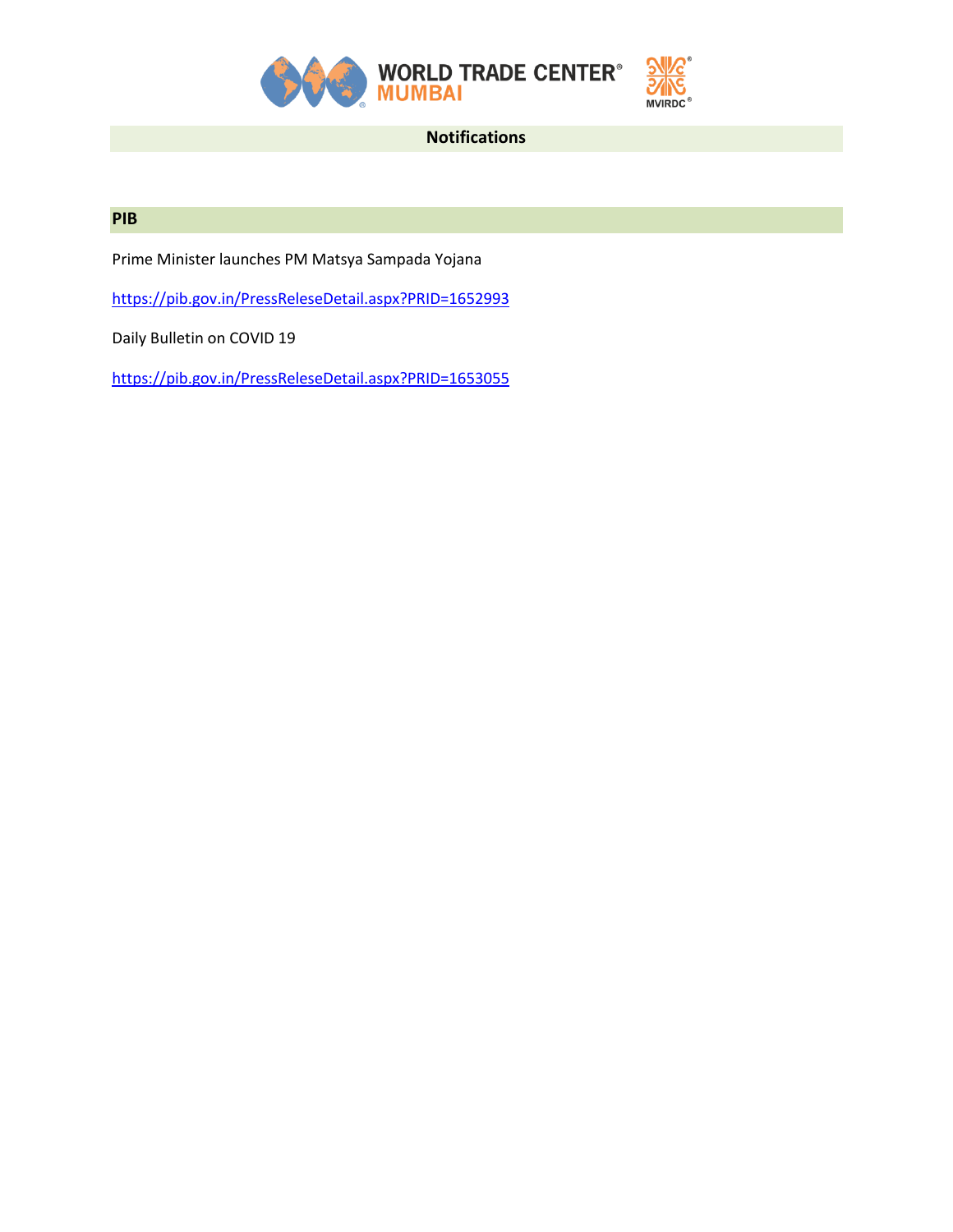WORLD TRADE CENTER MUMBAI

MVIRDC

## Notifications

### PIB

Prime Minister launches PM Matsya Sampada Yojana

https://pib.gov.in/PressReleseDetail.aspx?PRID=1652993

Daily Bulletin on COVID 19

https://pib.gov.in/PressReleseDetail.aspx?PRID=1653055